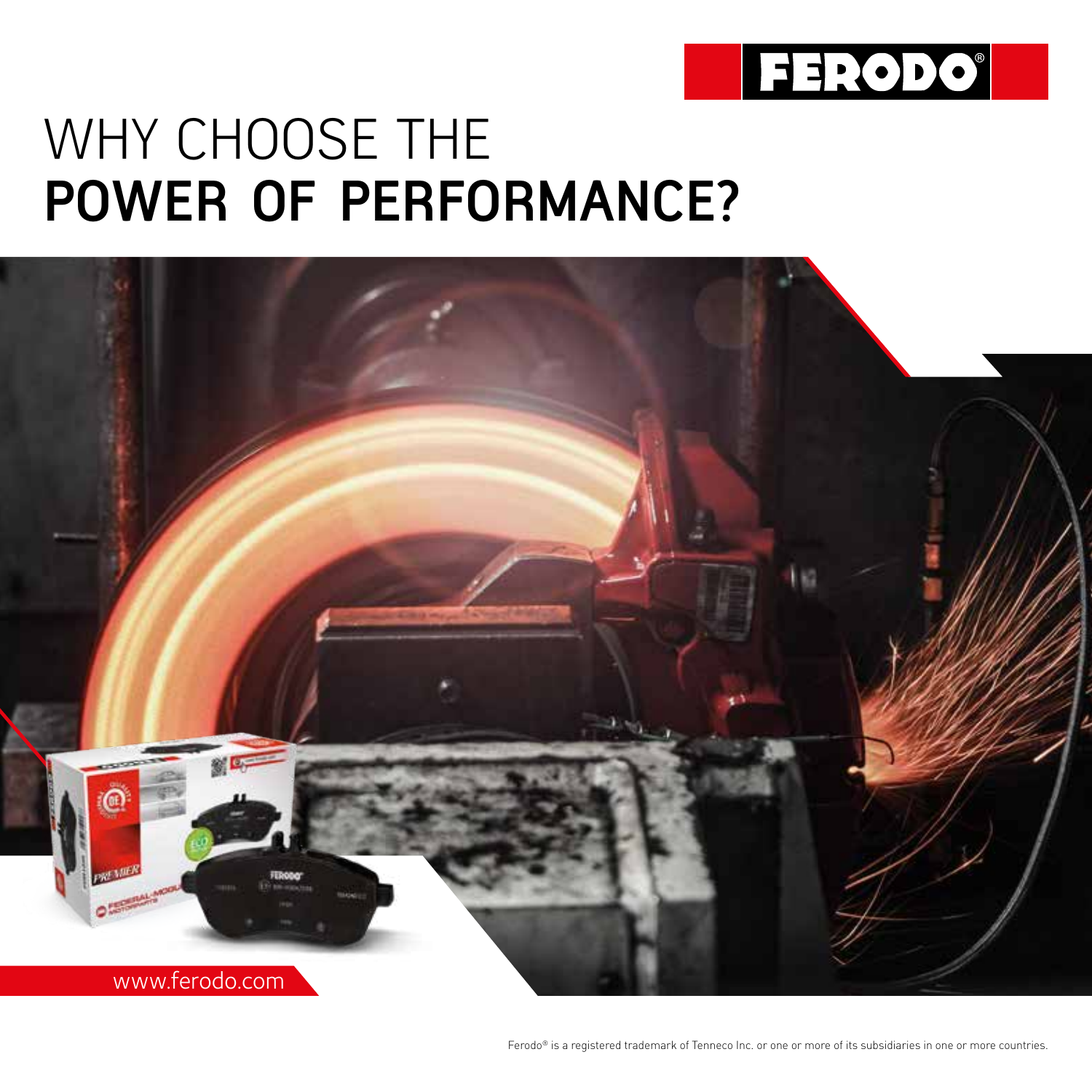FERODO®

# WHY CHOOSE THE
# POWER OF PERFORMANCE?

www.ferodo.com

Ferodo® is a registered trademark of Tenneco Inc. or one or more of its subsidiaries in one or more countries.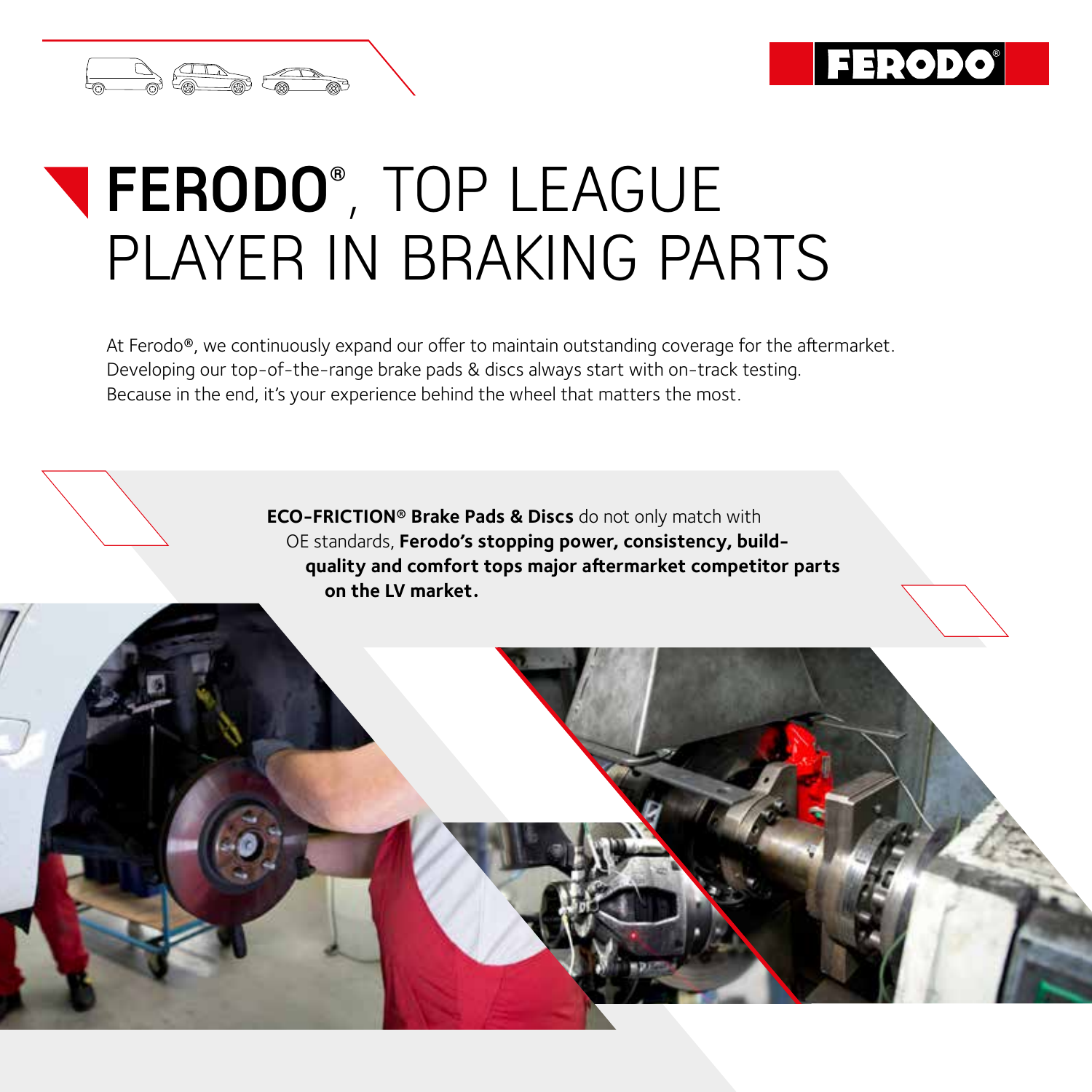# FERODO®, TOP LEAGUE PLAYER IN BRAKING PARTS

At Ferodo®, we continuously expand our offer to maintain outstanding coverage for the aftermarket. Developing our top-of-the-range brake pads & discs always start with on-track testing. Because in the end, it's your experience behind the wheel that matters the most.

**ECO-FRICTION® Brake Pads & Discs** do not only match with OE standards, **Ferodo's stopping power, consistency, build-quality and comfort tops major aftermarket competitor parts on the LV market.**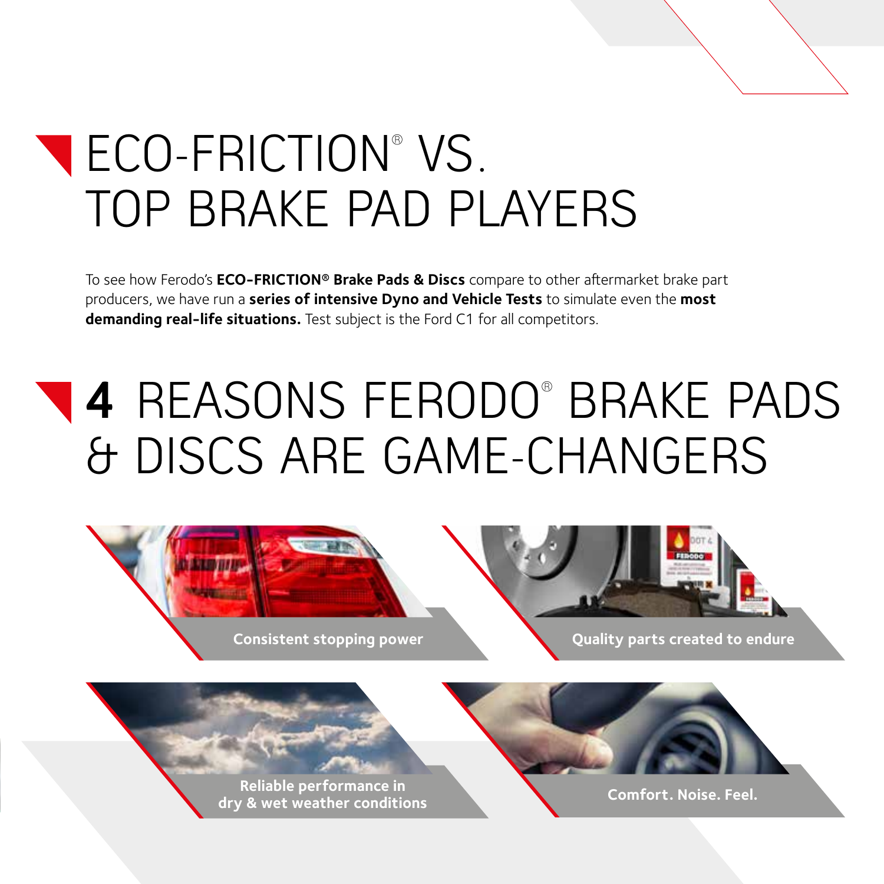# ECO-FRICTION® VS. TOP BRAKE PAD PLAYERS

To see how Ferodo's **ECO-FRICTION® Brake Pads & Discs** compare to other aftermarket brake part producers, we have run a **series of intensive Dyno and Vehicle Tests** to simulate even the **most demanding real-life situations.** Test subject is the Ford C1 for all competitors.

# 4 REASONS FERODO® BRAKE PADS & DISCS ARE GAME-CHANGERS

**Consistent stopping power**

**Quality parts created to endure**

**Reliable performance in dry & wet weather conditions**

**Comfort. Noise. Feel.**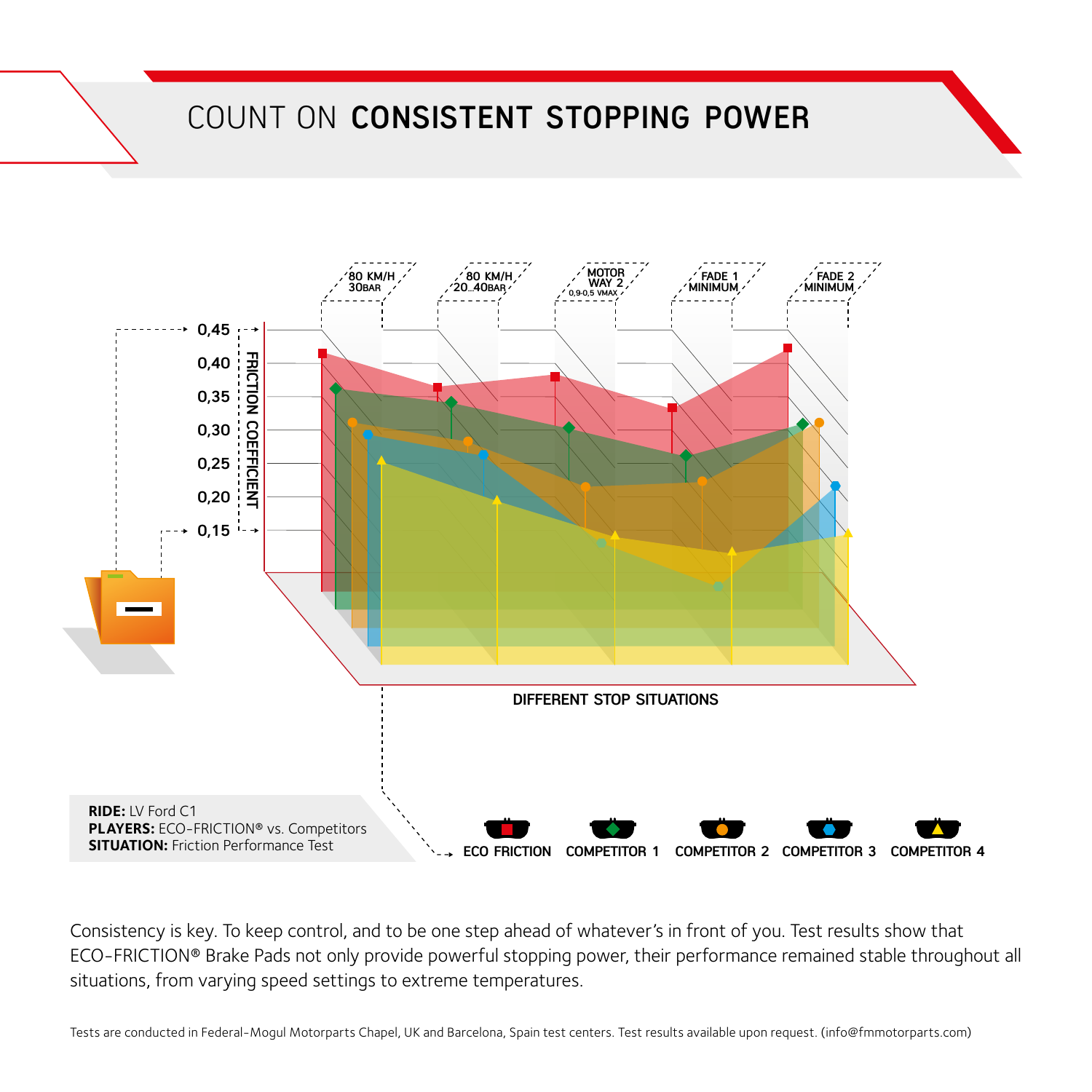# COUNT ON **CONSISTENT STOPPING POWER**

80 KM/H 30BAR | 80 KM/H 20..40BAR | MOTOR WAY 2 0,9-0,5 VMAX | FADE 1 MINIMUM | FADE 2 MINIMUM

FRICTION COEFFICIENT: 0,45 · 0,40 · 0,35 · 0,30 · 0,25 · 0,20 · 0,15

DIFFERENT STOP SITUATIONS

**RIDE:** LV Ford C1
**PLAYERS:** ECO-FRICTION® vs. Competitors
**SITUATION:** Friction Performance Test

ECO FRICTION · COMPETITOR 1 · COMPETITOR 2 · COMPETITOR 3 · COMPETITOR 4

Consistency is key. To keep control, and to be one step ahead of whatever's in front of you. Test results show that ECO-FRICTION® Brake Pads not only provide powerful stopping power, their performance remained stable throughout all situations, from varying speed settings to extreme temperatures.

Tests are conducted in Federal-Mogul Motorparts Chapel, UK and Barcelona, Spain test centers. Test results available upon request. (info@fmmotorparts.com)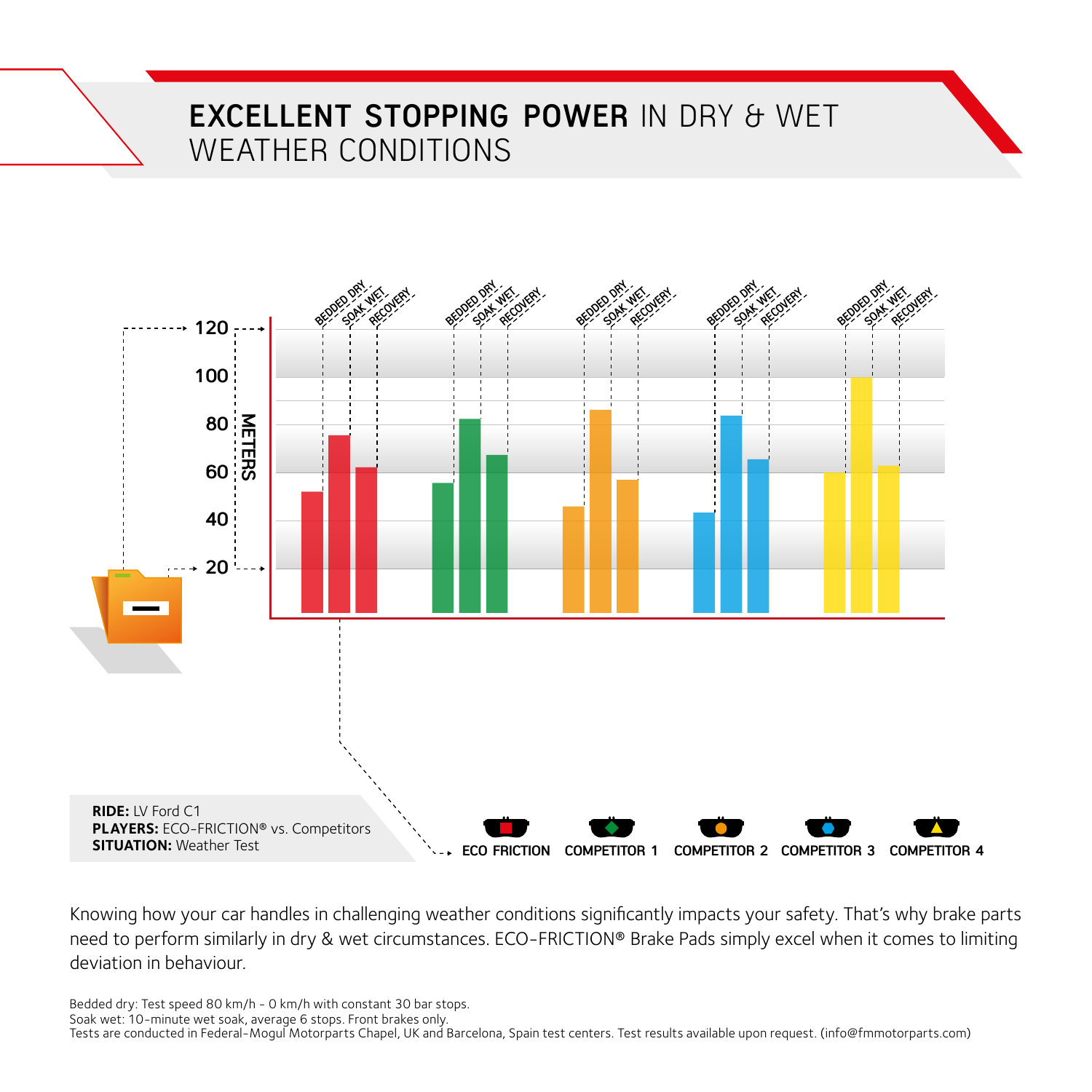# **EXCELLENT STOPPING POWER** IN DRY & WET WEATHER CONDITIONS

120
100
80
60
40
20

METERS

BEDDED DRY SOAK WET RECOVERY

ECO FRICTION · COMPETITOR 1 · COMPETITOR 2 · COMPETITOR 3 · COMPETITOR 4

**RIDE:** LV Ford C1
**PLAYERS:** ECO-FRICTION® vs. Competitors
**SITUATION:** Weather Test

Knowing how your car handles in challenging weather conditions significantly impacts your safety. That's why brake parts need to perform similarly in dry & wet circumstances. ECO-FRICTION® Brake Pads simply excel when it comes to limiting deviation in behaviour.

Bedded dry: Test speed 80 km/h - 0 km/h with constant 30 bar stops.
Soak wet: 10-minute wet soak, average 6 stops. Front brakes only.
Tests are conducted in Federal-Mogul Motorparts Chapel, UK and Barcelona, Spain test centers. Test results available upon request. (info@fmmotorparts.com)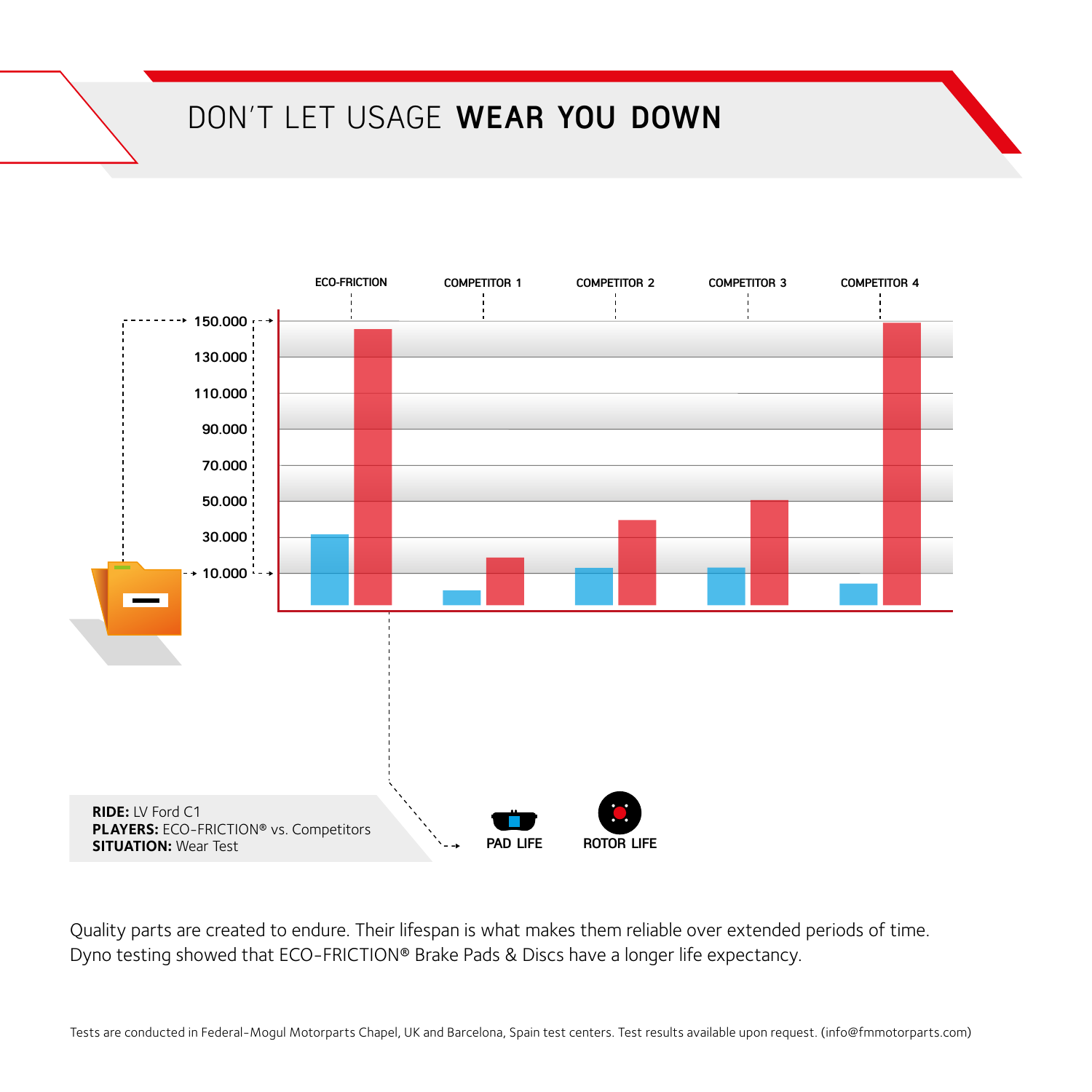# DON'T LET USAGE **WEAR YOU DOWN**

ECO-FRICTION | COMPETITOR 1 | COMPETITOR 2 | COMPETITOR 3 | COMPETITOR 4

150.000
130.000
110.000
90.000
70.000
50.000
30.000
10.000

PAD LIFE ROTOR LIFE

**RIDE:** LV Ford C1
**PLAYERS:** ECO-FRICTION® vs. Competitors
**SITUATION:** Wear Test

Quality parts are created to endure. Their lifespan is what makes them reliable over extended periods of time. Dyno testing showed that ECO-FRICTION® Brake Pads & Discs have a longer life expectancy.

Tests are conducted in Federal-Mogul Motorparts Chapel, UK and Barcelona, Spain test centers. Test results available upon request. (info@fmmotorparts.com)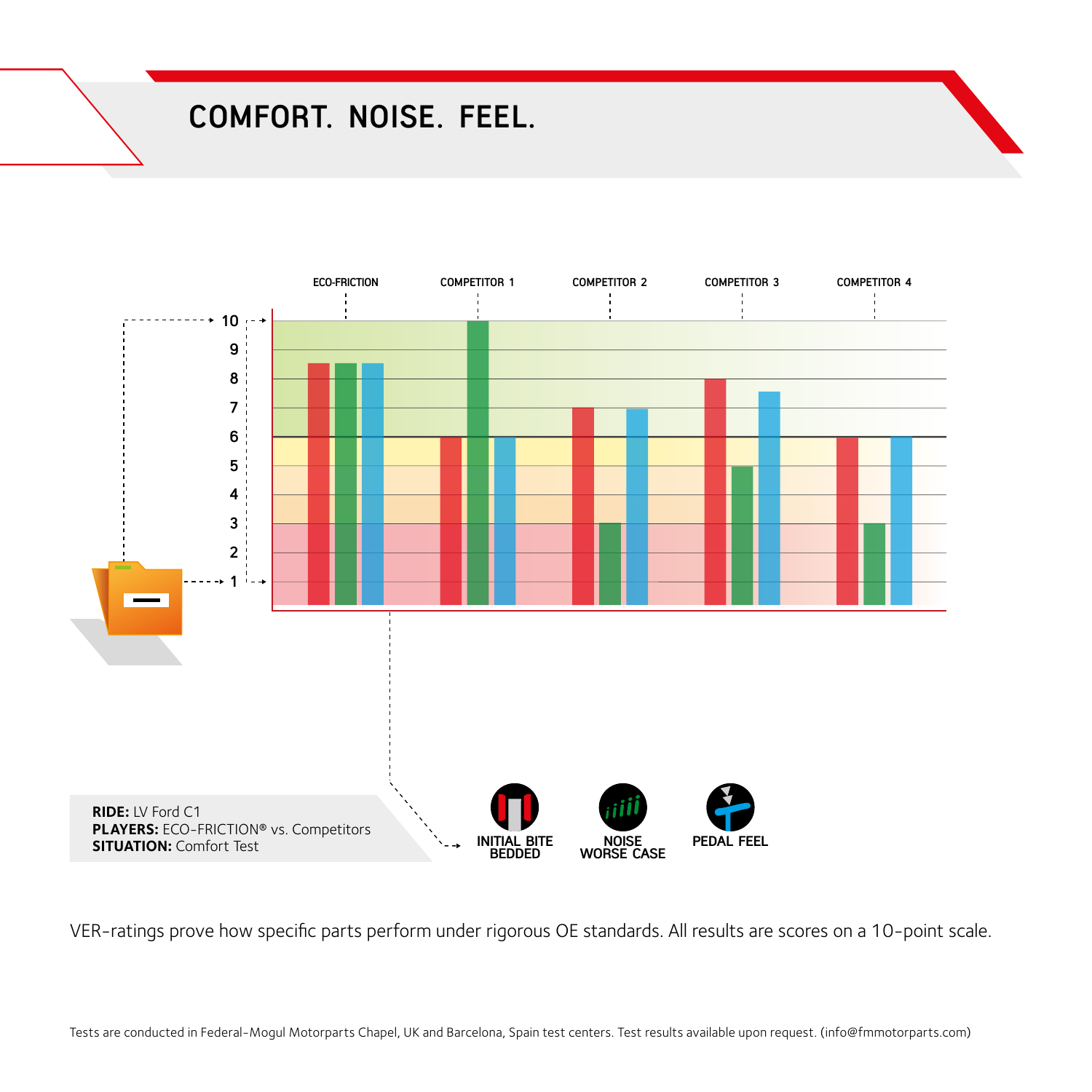# COMFORT. NOISE. FEEL.

| | ECO-FRICTION | COMPETITOR 1 | COMPETITOR 2 | COMPETITOR 3 | COMPETITOR 4 |
|---|---|---|---|---|---|
| INITIAL BITE BEDDED | 8.5 | 6 | 7 | 8 | 6 |
| NOISE WORSE CASE | 8.5 | 10 | 3 | 5 | 3 |
| PEDAL FEEL | 8.5 | 6 | 7 | 7.5 | 6 |

**RIDE:** LV Ford C1
**PLAYERS:** ECO-FRICTION® vs. Competitors
**SITUATION:** Comfort Test

VER-ratings prove how specific parts perform under rigorous OE standards. All results are scores on a 10-point scale.

Tests are conducted in Federal-Mogul Motorparts Chapel, UK and Barcelona, Spain test centers. Test results available upon request. (info@fmmotorparts.com)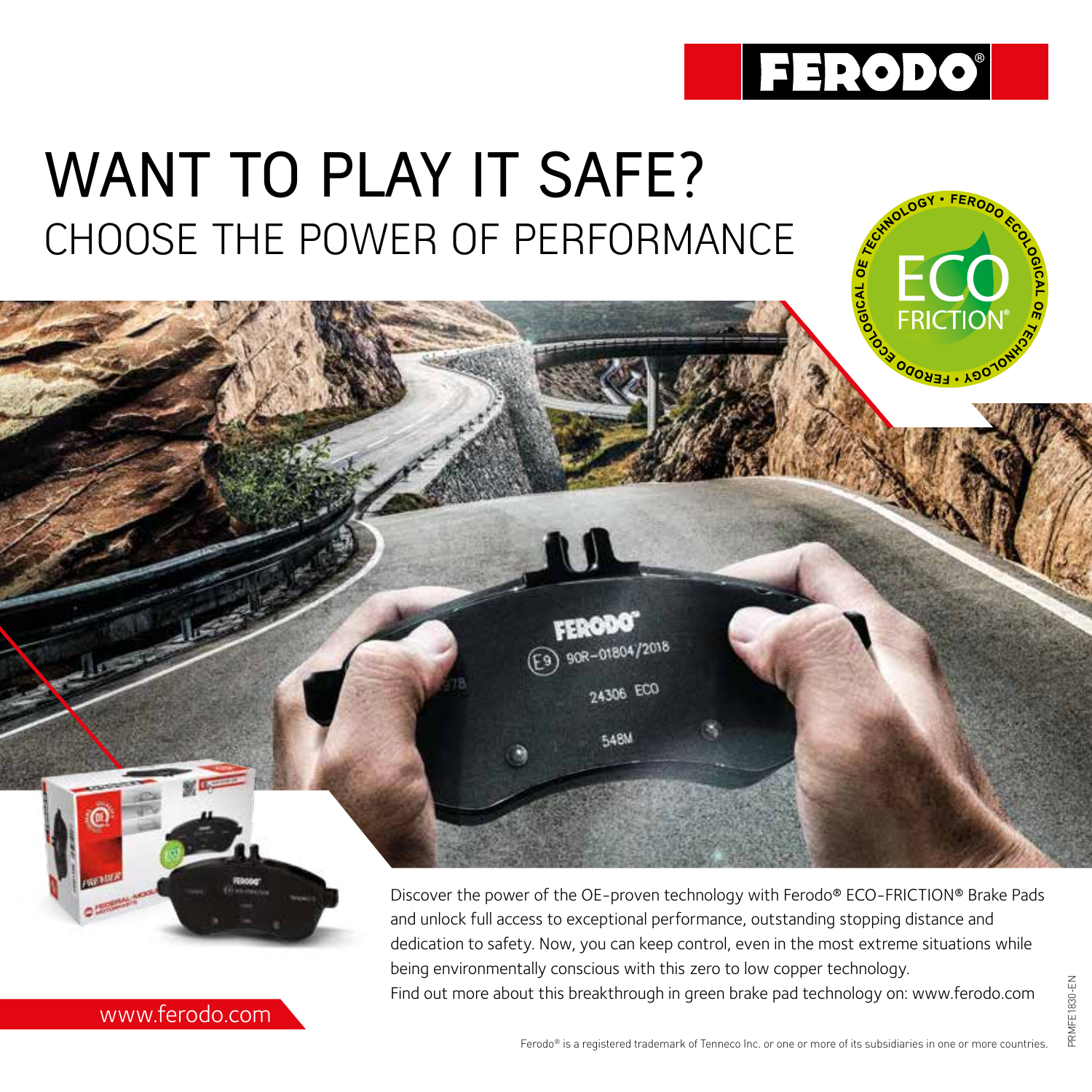FERODO®

# WANT TO PLAY IT SAFE?

## CHOOSE THE POWER OF PERFORMANCE

ECO FRICTION®

Discover the power of the OE-proven technology with Ferodo® ECO-FRICTION® Brake Pads and unlock full access to exceptional performance, outstanding stopping distance and dedication to safety. Now, you can keep control, even in the most extreme situations while being environmentally conscious with this zero to low copper technology.
Find out more about this breakthrough in green brake pad technology on: www.ferodo.com

www.ferodo.com

Ferodo® is a registered trademark of Tenneco Inc. or one or more of its subsidiaries in one or more countries.

PRMFE1830-EN